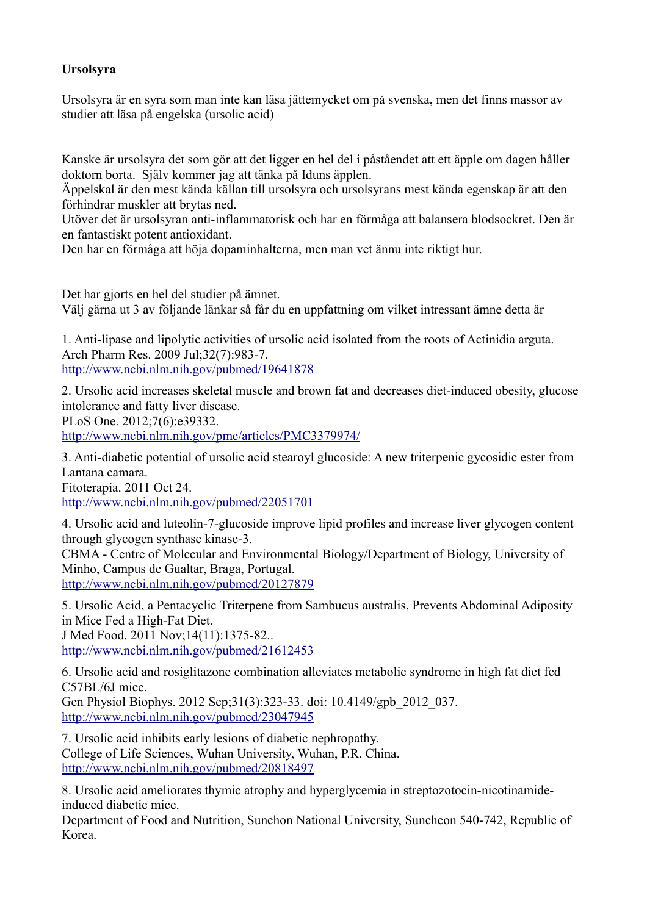**Ursolsyra**

Ursolsyra är en syra som man inte kan läsa jättemycket om på svenska, men det finns massor av studier att läsa på engelska (ursolic acid)

Kanske är ursolsyra det som gör att det ligger en hel del i påståendet att ett äpple om dagen håller doktorn borta. Själv kommer jag att tänka på Iduns äpplen.
Äppelskal är den mest kända källan till ursolsyra och ursolsyrans mest kända egenskap är att den förhindrar muskler att brytas ned.
Utöver det är ursolsyran anti-inflammatorisk och har en förmåga att balansera blodsockret. Den är en fantastiskt potent antioxidant.
Den har en förmåga att höja dopaminhalterna, men man vet ännu inte riktigt hur.

Det har gjorts en hel del studier på ämnet.
Välj gärna ut 3 av följande länkar så får du en uppfattning om vilket intressant ämne detta är

1. Anti-lipase and lipolytic activities of ursolic acid isolated from the roots of Actinidia arguta.
Arch Pharm Res. 2009 Jul;32(7):983-7.
http://www.ncbi.nlm.nih.gov/pubmed/19641878

2. Ursolic acid increases skeletal muscle and brown fat and decreases diet-induced obesity, glucose intolerance and fatty liver disease.
PLoS One. 2012;7(6):e39332.
http://www.ncbi.nlm.nih.gov/pmc/articles/PMC3379974/

3. Anti-diabetic potential of ursolic acid stearoyl glucoside: A new triterpenic gycosidic ester from Lantana camara.
Fitoterapia. 2011 Oct 24.
http://www.ncbi.nlm.nih.gov/pubmed/22051701

4. Ursolic acid and luteolin-7-glucoside improve lipid profiles and increase liver glycogen content through glycogen synthase kinase-3.
CBMA - Centre of Molecular and Environmental Biology/Department of Biology, University of Minho, Campus de Gualtar, Braga, Portugal.
http://www.ncbi.nlm.nih.gov/pubmed/20127879

5. Ursolic Acid, a Pentacyclic Triterpene from Sambucus australis, Prevents Abdominal Adiposity in Mice Fed a High-Fat Diet.
J Med Food. 2011 Nov;14(11):1375-82..
http://www.ncbi.nlm.nih.gov/pubmed/21612453

6. Ursolic acid and rosiglitazone combination alleviates metabolic syndrome in high fat diet fed C57BL/6J mice.
Gen Physiol Biophys. 2012 Sep;31(3):323-33. doi: 10.4149/gpb_2012_037.
http://www.ncbi.nlm.nih.gov/pubmed/23047945

7. Ursolic acid inhibits early lesions of diabetic nephropathy.
College of Life Sciences, Wuhan University, Wuhan, P.R. China.
http://www.ncbi.nlm.nih.gov/pubmed/20818497

8. Ursolic acid ameliorates thymic atrophy and hyperglycemia in streptozotocin-nicotinamide-induced diabetic mice.
Department of Food and Nutrition, Sunchon National University, Suncheon 540-742, Republic of Korea.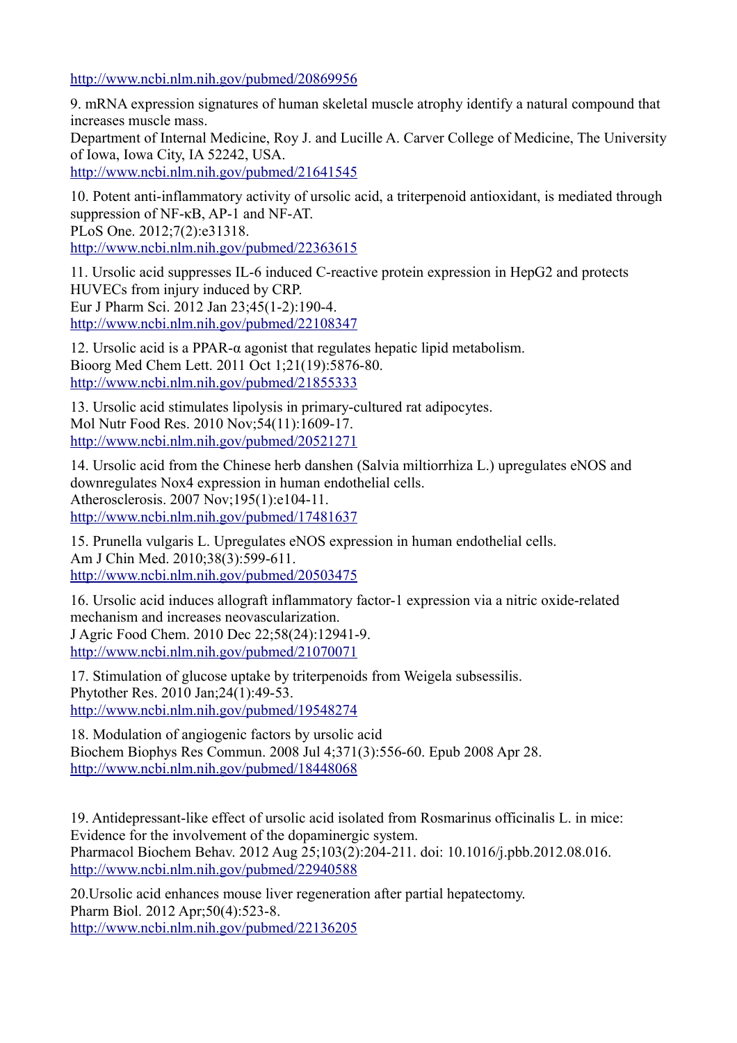http://www.ncbi.nlm.nih.gov/pubmed/20869956

9. mRNA expression signatures of human skeletal muscle atrophy identify a natural compound that increases muscle mass.
Department of Internal Medicine, Roy J. and Lucille A. Carver College of Medicine, The University of Iowa, Iowa City, IA 52242, USA.
http://www.ncbi.nlm.nih.gov/pubmed/21641545

10. Potent anti-inflammatory activity of ursolic acid, a triterpenoid antioxidant, is mediated through suppression of NF-κB, AP-1 and NF-AT.
PLoS One. 2012;7(2):e31318.
http://www.ncbi.nlm.nih.gov/pubmed/22363615

11. Ursolic acid suppresses IL-6 induced C-reactive protein expression in HepG2 and protects HUVECs from injury induced by CRP.
Eur J Pharm Sci. 2012 Jan 23;45(1-2):190-4.
http://www.ncbi.nlm.nih.gov/pubmed/22108347

12. Ursolic acid is a PPAR-α agonist that regulates hepatic lipid metabolism.
Bioorg Med Chem Lett. 2011 Oct 1;21(19):5876-80.
http://www.ncbi.nlm.nih.gov/pubmed/21855333

13. Ursolic acid stimulates lipolysis in primary-cultured rat adipocytes.
Mol Nutr Food Res. 2010 Nov;54(11):1609-17.
http://www.ncbi.nlm.nih.gov/pubmed/20521271

14. Ursolic acid from the Chinese herb danshen (Salvia miltiorrhiza L.) upregulates eNOS and downregulates Nox4 expression in human endothelial cells.
Atherosclerosis. 2007 Nov;195(1):e104-11.
http://www.ncbi.nlm.nih.gov/pubmed/17481637

15. Prunella vulgaris L. Upregulates eNOS expression in human endothelial cells.
Am J Chin Med. 2010;38(3):599-611.
http://www.ncbi.nlm.nih.gov/pubmed/20503475

16. Ursolic acid induces allograft inflammatory factor-1 expression via a nitric oxide-related mechanism and increases neovascularization.
J Agric Food Chem. 2010 Dec 22;58(24):12941-9.
http://www.ncbi.nlm.nih.gov/pubmed/21070071

17. Stimulation of glucose uptake by triterpenoids from Weigela subsessilis.
Phytother Res. 2010 Jan;24(1):49-53.
http://www.ncbi.nlm.nih.gov/pubmed/19548274

18. Modulation of angiogenic factors by ursolic acid
Biochem Biophys Res Commun. 2008 Jul 4;371(3):556-60. Epub 2008 Apr 28.
http://www.ncbi.nlm.nih.gov/pubmed/18448068

19. Antidepressant-like effect of ursolic acid isolated from Rosmarinus officinalis L. in mice: Evidence for the involvement of the dopaminergic system.
Pharmacol Biochem Behav. 2012 Aug 25;103(2):204-211. doi: 10.1016/j.pbb.2012.08.016.
http://www.ncbi.nlm.nih.gov/pubmed/22940588

20.Ursolic acid enhances mouse liver regeneration after partial hepatectomy.
Pharm Biol. 2012 Apr;50(4):523-8.
http://www.ncbi.nlm.nih.gov/pubmed/22136205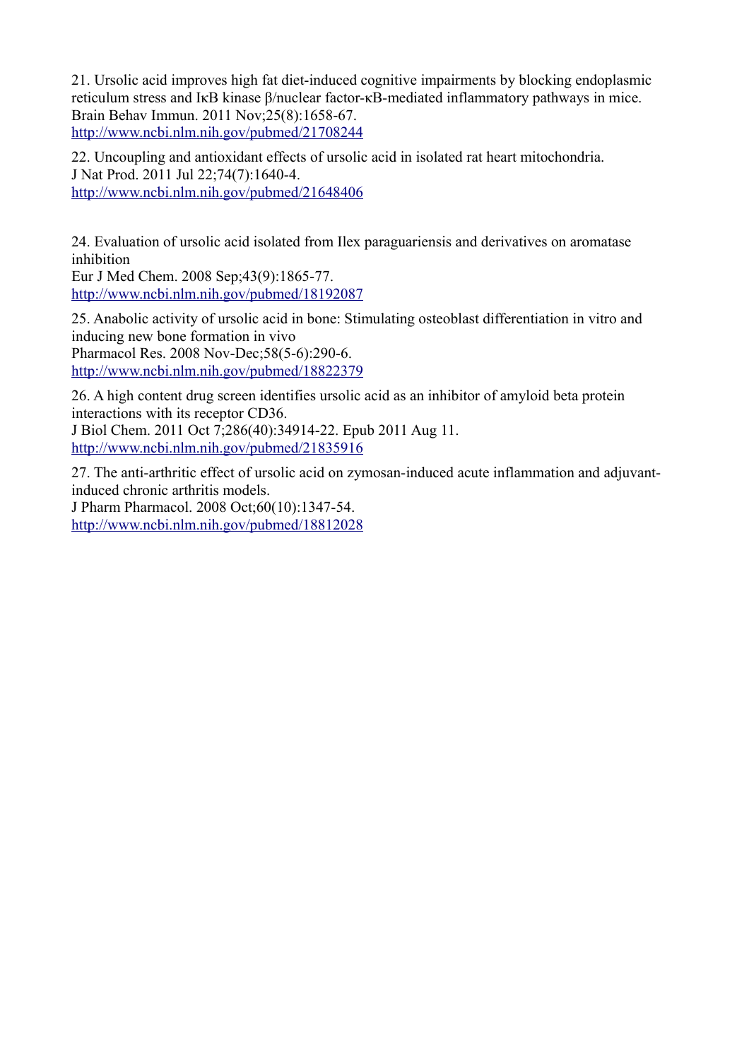21. Ursolic acid improves high fat diet-induced cognitive impairments by blocking endoplasmic reticulum stress and IκB kinase β/nuclear factor-κB-mediated inflammatory pathways in mice.
Brain Behav Immun. 2011 Nov;25(8):1658-67.
http://www.ncbi.nlm.nih.gov/pubmed/21708244

22. Uncoupling and antioxidant effects of ursolic acid in isolated rat heart mitochondria.
J Nat Prod. 2011 Jul 22;74(7):1640-4.
http://www.ncbi.nlm.nih.gov/pubmed/21648406

24. Evaluation of ursolic acid isolated from Ilex paraguariensis and derivatives on aromatase inhibition
Eur J Med Chem. 2008 Sep;43(9):1865-77.
http://www.ncbi.nlm.nih.gov/pubmed/18192087

25. Anabolic activity of ursolic acid in bone: Stimulating osteoblast differentiation in vitro and inducing new bone formation in vivo
Pharmacol Res. 2008 Nov-Dec;58(5-6):290-6.
http://www.ncbi.nlm.nih.gov/pubmed/18822379

26. A high content drug screen identifies ursolic acid as an inhibitor of amyloid beta protein interactions with its receptor CD36.
J Biol Chem. 2011 Oct 7;286(40):34914-22. Epub 2011 Aug 11.
http://www.ncbi.nlm.nih.gov/pubmed/21835916

27. The anti-arthritic effect of ursolic acid on zymosan-induced acute inflammation and adjuvant-induced chronic arthritis models.
J Pharm Pharmacol. 2008 Oct;60(10):1347-54.
http://www.ncbi.nlm.nih.gov/pubmed/18812028